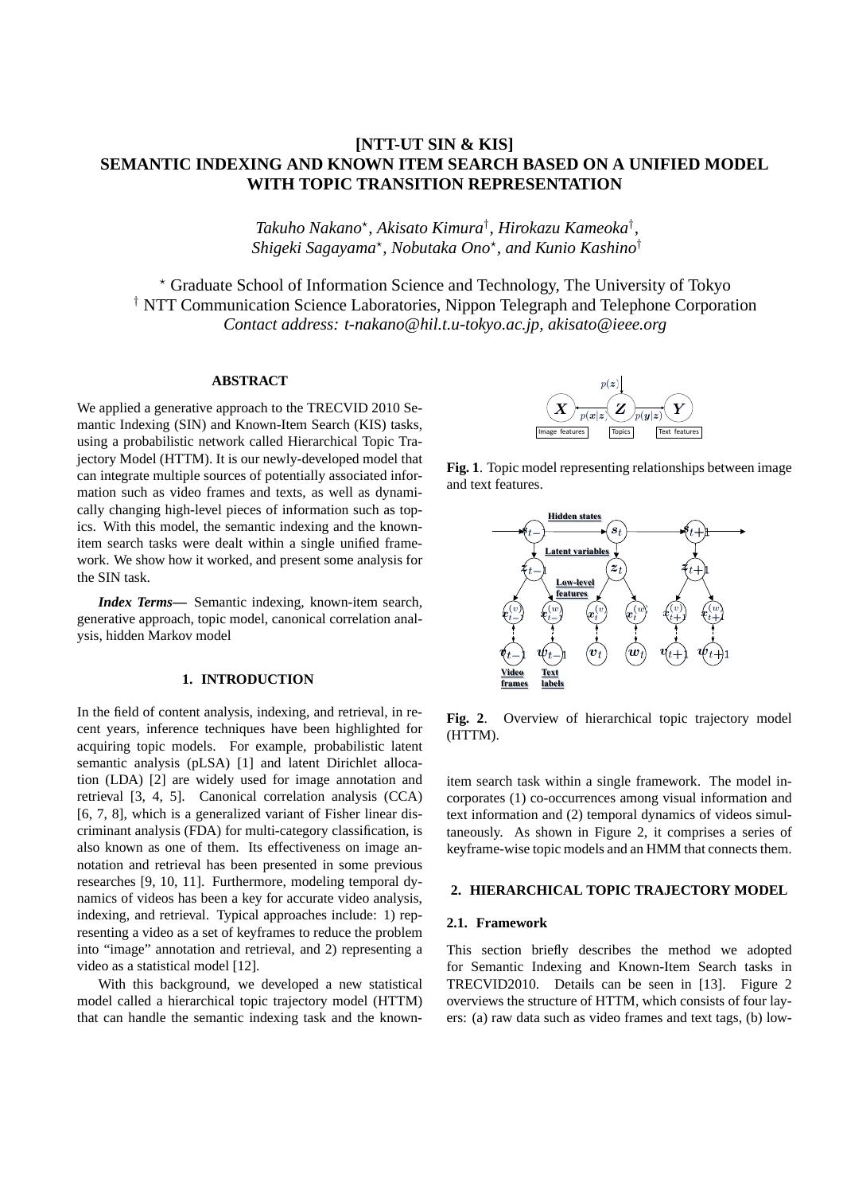# [NTT-UT SIN & KIS]
# SEMANTIC INDEXING AND KNOWN ITEM SEARCH BASED ON A UNIFIED MODEL WITH TOPIC TRANSITION REPRESENTATION

*Takuho Nakano*[⋆], *Akisato Kimura*[†], *Hirokazu Kameoka*[†], *Shigeki Sagayama*[⋆], *Nobutaka Ono*[⋆], *and Kunio Kashino*[†]

[⋆] Graduate School of Information Science and Technology, The University of Tokyo
[†] NTT Communication Science Laboratories, Nippon Telegraph and Telephone Corporation
*Contact address: t-nakano@hil.t.u-tokyo.ac.jp, akisato@ieee.org*

## ABSTRACT

We applied a generative approach to the TRECVID 2010 Semantic Indexing (SIN) and Known-Item Search (KIS) tasks, using a probabilistic network called Hierarchical Topic Trajectory Model (HTTM). It is our newly-developed model that can integrate multiple sources of potentially associated information such as video frames and texts, as well as dynamically changing high-level pieces of information such as topics. With this model, the semantic indexing and the known-item search tasks were dealt within a single unified framework. We show how it worked, and present some analysis for the SIN task.

***Index Terms***— Semantic indexing, known-item search, generative approach, topic model, canonical correlation analysis, hidden Markov model

## 1. INTRODUCTION

In the field of content analysis, indexing, and retrieval, in recent years, inference techniques have been highlighted for acquiring topic models. For example, probabilistic latent semantic analysis (pLSA) [1] and latent Dirichlet allocation (LDA) [2] are widely used for image annotation and retrieval [3, 4, 5]. Canonical correlation analysis (CCA) [6, 7, 8], which is a generalized variant of Fisher linear discriminant analysis (FDA) for multi-category classification, is also known as one of them. Its effectiveness on image annotation and retrieval has been presented in some previous researches [9, 10, 11]. Furthermore, modeling temporal dynamics of videos has been a key for accurate video analysis, indexing, and retrieval. Typical approaches include: 1) representing a video as a set of keyframes to reduce the problem into "image" annotation and retrieval, and 2) representing a video as a statistical model [12].

With this background, we developed a new statistical model called a hierarchical topic trajectory model (HTTM) that can handle the semantic indexing task and the known-item search task within a single framework. The model incorporates (1) co-occurrences among visual information and text information and (2) temporal dynamics of videos simultaneously. As shown in Figure 2, it comprises a series of keyframe-wise topic models and an HMM that connects them.

**Fig. 1**. Topic model representing relationships between image and text features.

**Fig. 2**. Overview of hierarchical topic trajectory model (HTTM).

## 2. HIERARCHICAL TOPIC TRAJECTORY MODEL

### 2.1. Framework

This section briefly describes the method we adopted for Semantic Indexing and Known-Item Search tasks in TRECVID2010. Details can be seen in [13]. Figure 2 overviews the structure of HTTM, which consists of four layers: (a) raw data such as video frames and text tags, (b) low-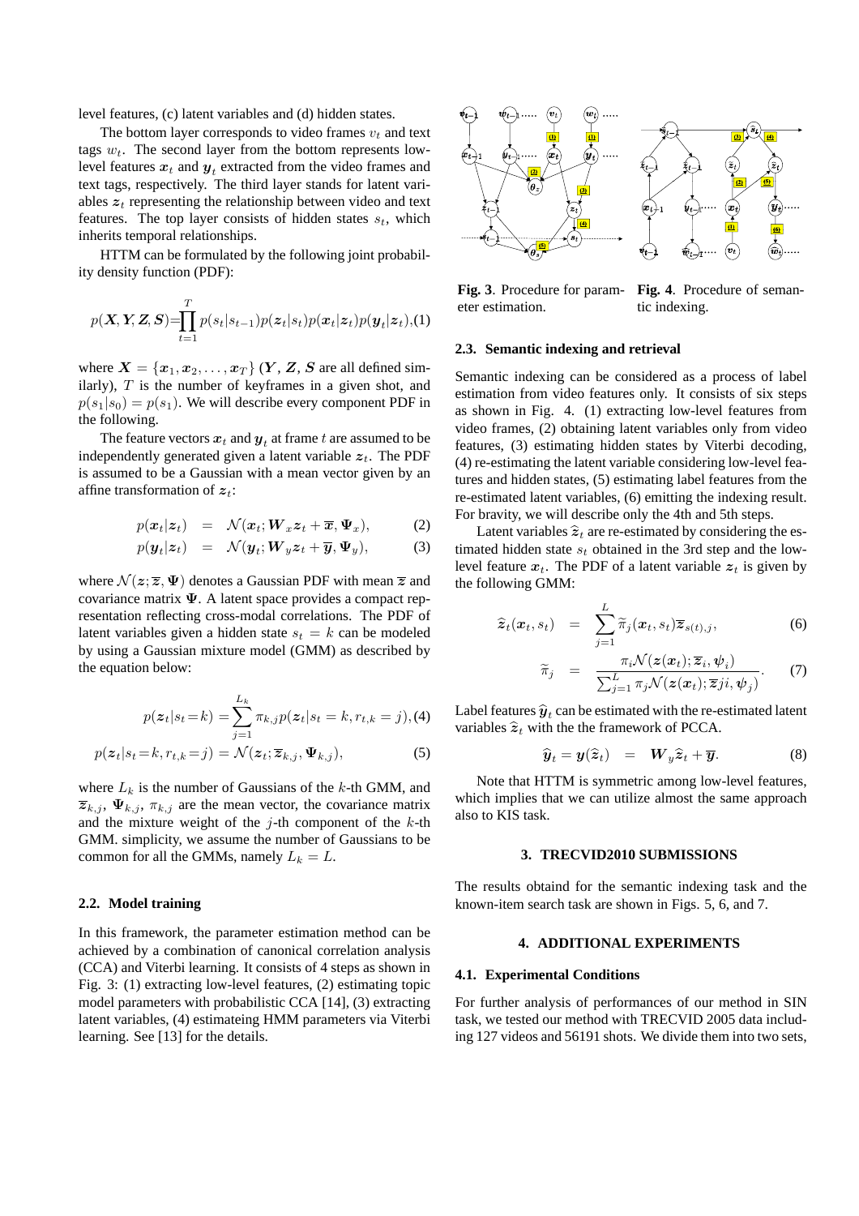level features, (c) latent variables and (d) hidden states.

The bottom layer corresponds to video frames $v_t$ and text tags $w_t$. The second layer from the bottom represents low-level features $\boldsymbol{x}_t$ and $\boldsymbol{y}_t$ extracted from the video frames and text tags, respectively. The third layer stands for latent variables $\boldsymbol{z}_t$ representing the relationship between video and text features. The top layer consists of hidden states $s_t$, which inherits temporal relationships.

HTTM can be formulated by the following joint probability density function (PDF):

$$p(\boldsymbol{X}, \boldsymbol{Y}, \boldsymbol{Z}, \boldsymbol{S}) = \prod_{t=1}^{T} p(s_t|s_{t-1}) p(\boldsymbol{z}_t|s_t) p(\boldsymbol{x}_t|\boldsymbol{z}_t) p(\boldsymbol{y}_t|\boldsymbol{z}_t), \quad (1)$$

where $\boldsymbol{X} = \{\boldsymbol{x}_1, \boldsymbol{x}_2, \ldots, \boldsymbol{x}_T\}$ ($\boldsymbol{Y}$, $\boldsymbol{Z}$, $\boldsymbol{S}$ are all defined similarly), $T$ is the number of keyframes in a given shot, and $p(s_1|s_0) = p(s_1)$. We will describe every component PDF in the following.

The feature vectors $\boldsymbol{x}_t$ and $\boldsymbol{y}_t$ at frame $t$ are assumed to be independently generated given a latent variable $\boldsymbol{z}_t$. The PDF is assumed to be a Gaussian with a mean vector given by an affine transformation of $\boldsymbol{z}_t$:

$$p(\boldsymbol{x}_t|\boldsymbol{z}_t) = \mathcal{N}(\boldsymbol{x}_t; \boldsymbol{W}_x \boldsymbol{z}_t + \overline{\boldsymbol{x}}, \boldsymbol{\Psi}_x), \quad (2)$$

$$p(\boldsymbol{y}_t|\boldsymbol{z}_t) = \mathcal{N}(\boldsymbol{y}_t; \boldsymbol{W}_y \boldsymbol{z}_t + \overline{\boldsymbol{y}}, \boldsymbol{\Psi}_y), \quad (3)$$

where $\mathcal{N}(\boldsymbol{z}; \overline{\boldsymbol{z}}, \boldsymbol{\Psi})$ denotes a Gaussian PDF with mean $\overline{\boldsymbol{z}}$ and covariance matrix $\boldsymbol{\Psi}$. A latent space provides a compact representation reflecting cross-modal correlations. The PDF of latent variables given a hidden state $s_t = k$ can be modeled by using a Gaussian mixture model (GMM) as described by the equation below:

$$p(\boldsymbol{z}_t|s_t = k) = \sum_{j=1}^{L_k} \pi_{k,j} p(\boldsymbol{z}_t|s_t = k, r_{t,k} = j), \quad (4)$$

$$p(\boldsymbol{z}_t|s_t = k, r_{t,k} = j) = \mathcal{N}(\boldsymbol{z}_t; \overline{\boldsymbol{z}}_{k,j}, \boldsymbol{\Psi}_{k,j}), \quad (5)$$

where $L_k$ is the number of Gaussians of the $k$-th GMM, and $\overline{\boldsymbol{z}}_{k,j}$, $\boldsymbol{\Psi}_{k,j}$, $\pi_{k,j}$ are the mean vector, the covariance matrix and the mixture weight of the $j$-th component of the $k$-th GMM. simplicity, we assume the number of Gaussians to be common for all the GMMs, namely $L_k = L$.

### 2.2. Model training

In this framework, the parameter estimation method can be achieved by a combination of canonical correlation analysis (CCA) and Viterbi learning. It consists of 4 steps as shown in Fig. 3: (1) extracting low-level features, (2) estimating topic model parameters with probabilistic CCA [14], (3) extracting latent variables, (4) estimateing HMM parameters via Viterbi learning. See [13] for the details.

**Fig. 3**. Procedure for parameter estimation.

**Fig. 4**. Procedure of semantic indexing.

### 2.3. Semantic indexing and retrieval

Semantic indexing can be considered as a process of label estimation from video features only. It consists of six steps as shown in Fig. 4. (1) extracting low-level features from video frames, (2) obtaining latent variables only from video features, (3) estimating hidden states by Viterbi decoding, (4) re-estimating the latent variable considering low-level features and hidden states, (5) estimating label features from the re-estimated latent variables, (6) emitting the indexing result. For bravity, we will describe only the 4th and 5th steps.

Latent variables $\widehat{\boldsymbol{z}}_t$ are re-estimated by considering the estimated hidden state $s_t$ obtained in the 3rd step and the low-level feature $\boldsymbol{x}_t$. The PDF of a latent variable $\boldsymbol{z}_t$ is given by the following GMM:

$$\widehat{\boldsymbol{z}}_t(\boldsymbol{x}_t, s_t) = \sum_{j=1}^{L} \widetilde{\pi}_j(\boldsymbol{x}_t, s_t) \overline{\boldsymbol{z}}_{s(t),j}, \quad (6)$$

$$\widetilde{\pi}_j = \frac{\pi_i \mathcal{N}(\boldsymbol{z}(\boldsymbol{x}_t); \overline{\boldsymbol{z}}_i, \boldsymbol{\psi}_i)}{\sum_{j=1}^{L} \pi_j \mathcal{N}(\boldsymbol{z}(\boldsymbol{x}_t); \overline{\boldsymbol{z}} ji, \boldsymbol{\psi}_j)}. \quad (7)$$

Label features $\widehat{\boldsymbol{y}}_t$ can be estimated with the re-estimated latent variables $\widehat{\boldsymbol{z}}_t$ with the the framework of PCCA.

$$\widehat{\boldsymbol{y}}_t = \boldsymbol{y}(\widehat{\boldsymbol{z}}_t) = \boldsymbol{W}_y \widehat{\boldsymbol{z}}_t + \overline{\boldsymbol{y}}. \quad (8)$$

Note that HTTM is symmetric among low-level features, which implies that we can utilize almost the same approach also to KIS task.

## 3. TRECVID2010 SUBMISSIONS

The results obtaind for the semantic indexing task and the known-item search task are shown in Figs. 5, 6, and 7.

## 4. ADDITIONAL EXPERIMENTS

### 4.1. Experimental Conditions

For further analysis of performances of our method in SIN task, we tested our method with TRECVID 2005 data including 127 videos and 56191 shots. We divide them into two sets,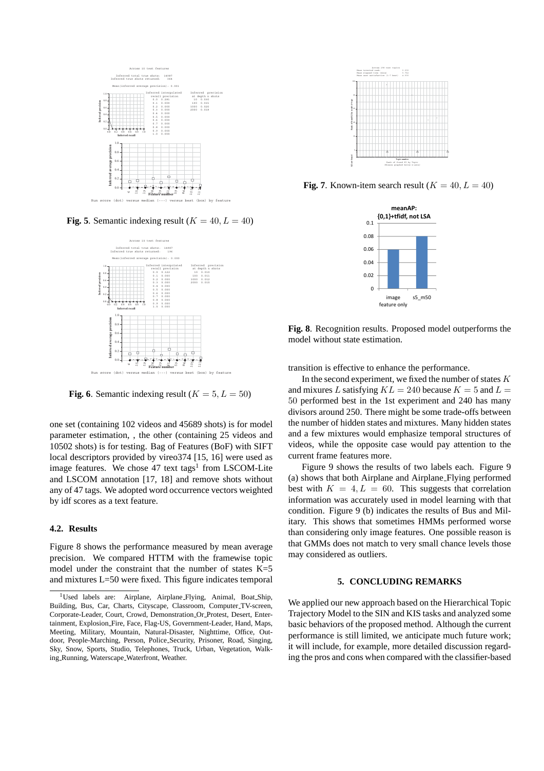**Fig. 5**. Semantic indexing result ($K = 40, L = 40$)

**Fig. 6**. Semantic indexing result ($K = 5, L = 50$)

one set (containing 102 videos and 45689 shots) is for model parameter estimation, , the other (containing 25 videos and 10502 shots) is for testing. Bag of Features (BoF) with SIFT local descriptors provided by vireo374 [15, 16] were used as image features. We chose 47 text tags[1] from LSCOM-Lite and LSCOM annotation [17, 18] and remove shots without any of 47 tags. We adopted word occurrence vectors weighted by idf scores as a text feature.

### 4.2. Results

Figure 8 shows the performance measured by mean average precision. We compared HTTM with the framewise topic model under the constraint that the number of states K=5 and mixtures L=50 were fixed. This figure indicates temporal transition is effective to enhance the performance.

In the second experiment, we fixed the number of states $K$ and mixures $L$ satisfying $KL = 240$ because $K = 5$ and $L = 50$ performed best in the 1st experiment and 240 has many divisors around 250. There might be some trade-offs between the number of hidden states and mixtures. Many hidden states and a few mixtures would emphasize temporal structures of videos, while the opposite case would pay attention to the current frame features more.

Figure 9 shows the results of two labels each. Figure 9 (a) shows that both Airplane and Airplane_Flying performed best with $K = 4, L = 60$. This suggests that correlation information was accurately used in model learning with that condition. Figure 9 (b) indicates the results of Bus and Military. This shows that sometimes HMMs performed worse than considering only image features. One possible reason is that GMMs does not match to very small chance levels those may considered as outliers.

[1] Used labels are: Airplane, Airplane_Flying, Animal, Boat_Ship, Building, Bus, Car, Charts, Cityscape, Classroom, Computer_TV-screen, Corporate-Leader, Court, Crowd, Demonstration_Or_Protest, Desert, Entertainment, Explosion_Fire, Face, Flag-US, Government-Leader, Hand, Maps, Meeting, Military, Mountain, Natural-Disaster, Nighttime, Office, Outdoor, People-Marching, Person, Police_Security, Prisoner, Road, Singing, Sky, Snow, Sports, Studio, Telephones, Truck, Urban, Vegetation, Walking_Running, Waterscape_Waterfront, Weather.

**Fig. 7**. Known-item search result ($K = 40, L = 40$)

**Fig. 8**. Recognition results. Proposed model outperforms the model without state estimation.

## 5. CONCLUDING REMARKS

We applied our new approach based on the Hierarchical Topic Trajectory Model to the SIN and KIS tasks and analyzed some basic behaviors of the proposed method. Although the current performance is still limited, we anticipate much future work; it will include, for example, more detailed discussion regarding the pros and cons when compared with the classifier-based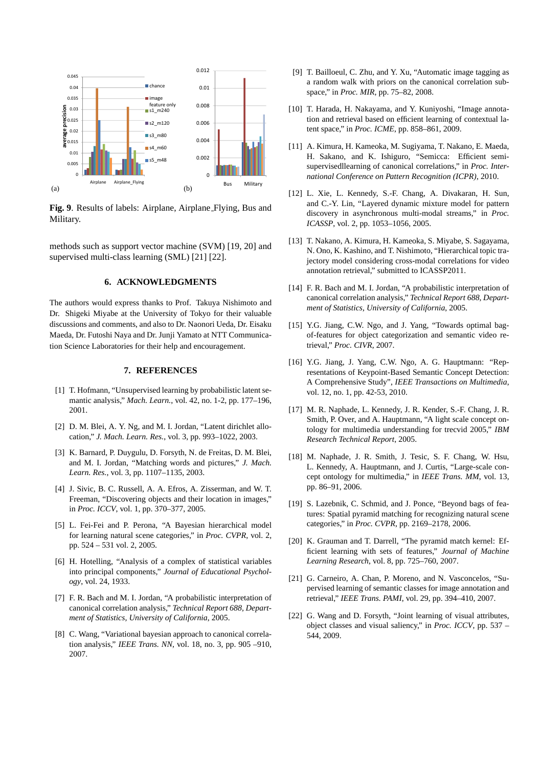0.045
0.04
0.035
0.03
0.025
0.02
0.015
0.01
0.005
0
average precision
Airplane Airplane_Flying
chance
image feature only
s1_m240
s2_m120
s3_m80
s4_m60
s5_m48
(a)

0.012
0.01
0.008
0.006
0.004
0.002
0
Bus Military
(b)

**Fig. 9**. Results of labels: Airplane, Airplane_Flying, Bus and Military.

methods such as support vector machine (SVM) [19, 20] and supervised multi-class learning (SML) [21] [22].

## 6. ACKNOWLEDGMENTS

The authors would express thanks to Prof. Takuya Nishimoto and Dr. Shigeki Miyabe at the University of Tokyo for their valuable discussions and comments, and also to Dr. Naonori Ueda, Dr. Eisaku Maeda, Dr. Futoshi Naya and Dr. Junji Yamato at NTT Communication Science Laboratories for their help and encouragement.

## 7. REFERENCES

[1] T. Hofmann, "Unsupervised learning by probabilistic latent semantic analysis," *Mach. Learn.*, vol. 42, no. 1-2, pp. 177–196, 2001.

[2] D. M. Blei, A. Y. Ng, and M. I. Jordan, "Latent dirichlet allocation," *J. Mach. Learn. Res.*, vol. 3, pp. 993–1022, 2003.

[3] K. Barnard, P. Duygulu, D. Forsyth, N. de Freitas, D. M. Blei, and M. I. Jordan, "Matching words and pictures," *J. Mach. Learn. Res.*, vol. 3, pp. 1107–1135, 2003.

[4] J. Sivic, B. C. Russell, A. A. Efros, A. Zisserman, and W. T. Freeman, "Discovering objects and their location in images," in *Proc. ICCV*, vol. 1, pp. 370–377, 2005.

[5] L. Fei-Fei and P. Perona, "A Bayesian hierarchical model for learning natural scene categories," in *Proc. CVPR*, vol. 2, pp. 524 – 531 vol. 2, 2005.

[6] H. Hotelling, "Analysis of a complex of statistical variables into principal components," *Journal of Educational Psychology*, vol. 24, 1933.

[7] F. R. Bach and M. I. Jordan, "A probabilistic interpretation of canonical correlation analysis," *Technical Report 688, Department of Statistics, University of California*, 2005.

[8] C. Wang, "Variational bayesian approach to canonical correlation analysis," *IEEE Trans. NN*, vol. 18, no. 3, pp. 905 –910, 2007.

[9] T. Bailloeul, C. Zhu, and Y. Xu, "Automatic image tagging as a random walk with priors on the canonical correlation subspace," in *Proc. MIR*, pp. 75–82, 2008.

[10] T. Harada, H. Nakayama, and Y. Kuniyoshi, "Image annotation and retrieval based on efficient learning of contextual latent space," in *Proc. ICME*, pp. 858–861, 2009.

[11] A. Kimura, H. Kameoka, M. Sugiyama, T. Nakano, E. Maeda, H. Sakano, and K. Ishiguro, "Semicca: Efficient semi-supervisedllearning of canonical correlations," in *Proc. International Conference on Pattern Recognition (ICPR)*, 2010.

[12] L. Xie, L. Kennedy, S.-F. Chang, A. Divakaran, H. Sun, and C.-Y. Lin, "Layered dynamic mixture model for pattern discovery in asynchronous multi-modal streams," in *Proc. ICASSP*, vol. 2, pp. 1053–1056, 2005.

[13] T. Nakano, A. Kimura, H. Kameoka, S. Miyabe, S. Sagayama, N. Ono, K. Kashino, and T. Nishimoto, "Hierarchical topic trajectory model considering cross-modal correlations for video annotation retrieval," submitted to ICASSP2011.

[14] F. R. Bach and M. I. Jordan, "A probabilistic interpretation of canonical correlation analysis," *Technical Report 688, Department of Statistics, University of California*, 2005.

[15] Y.G. Jiang, C.W. Ngo, and J. Yang, "Towards optimal bag-of-features for object categorization and semantic video retrieval," *Proc. CIVR*, 2007.

[16] Y.G. Jiang, J. Yang, C.W. Ngo, A. G. Hauptmann: "Representations of Keypoint-Based Semantic Concept Detection: A Comprehensive Study", *IEEE Transactions on Multimedia*, vol. 12, no. 1, pp. 42-53, 2010.

[17] M. R. Naphade, L. Kennedy, J. R. Kender, S.-F. Chang, J. R. Smith, P. Over, and A. Hauptmann, "A light scale concept ontology for multimedia understanding for trecvid 2005," *IBM Research Technical Report*, 2005.

[18] M. Naphade, J. R. Smith, J. Tesic, S. F. Chang, W. Hsu, L. Kennedy, A. Hauptmann, and J. Curtis, "Large-scale concept ontology for multimedia," in *IEEE Trans. MM*, vol. 13, pp. 86–91, 2006.

[19] S. Lazebnik, C. Schmid, and J. Ponce, "Beyond bags of features: Spatial pyramid matching for recognizing natural scene categories," in *Proc. CVPR*, pp. 2169–2178, 2006.

[20] K. Grauman and T. Darrell, "The pyramid match kernel: Efficient learning with sets of features," *Journal of Machine Learning Research*, vol. 8, pp. 725–760, 2007.

[21] G. Carneiro, A. Chan, P. Moreno, and N. Vasconcelos, "Supervised learning of semantic classes for image annotation and retrieval," *IEEE Trans. PAMI*, vol. 29, pp. 394–410, 2007.

[22] G. Wang and D. Forsyth, "Joint learning of visual attributes, object classes and visual saliency," in *Proc. ICCV*, pp. 537 – 544, 2009.